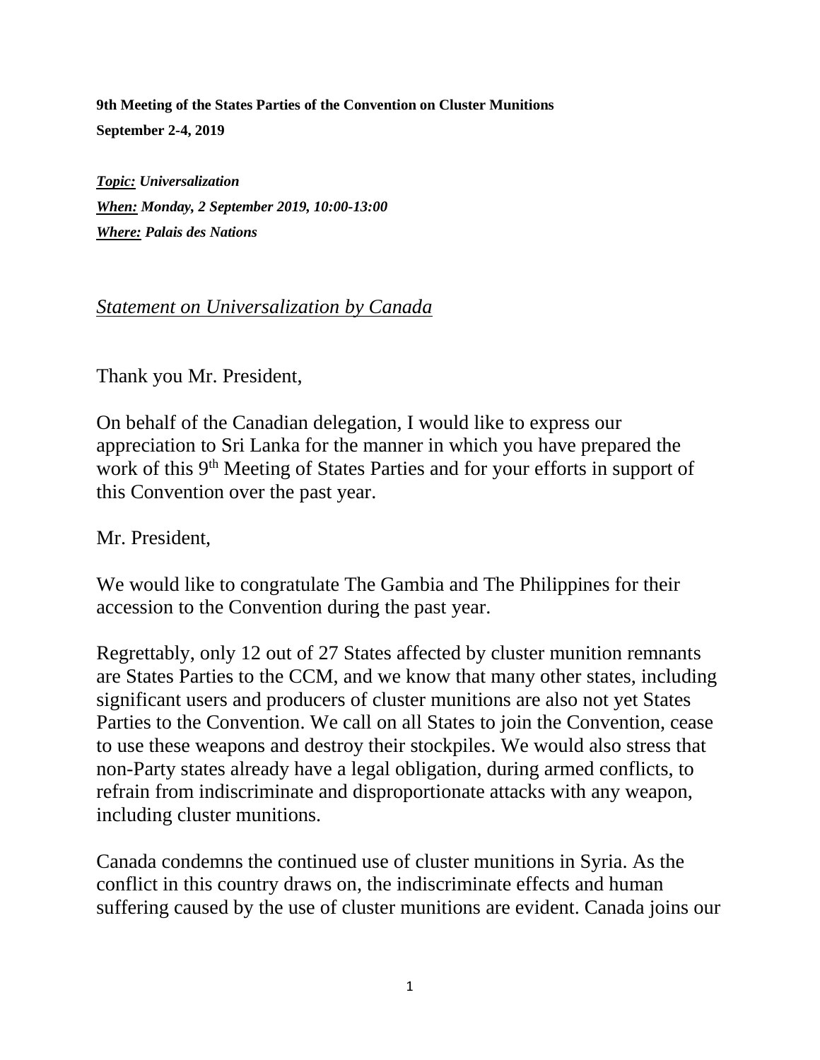**9th Meeting of the States Parties of the Convention on Cluster Munitions**
**September 2-4, 2019**

***Topic:*** ***Universalization***
***When:*** ***Monday, 2 September 2019, 10:00-13:00***
***Where:*** ***Palais des Nations***

## *Statement on Universalization by Canada*

Thank you Mr. President,

On behalf of the Canadian delegation, I would like to express our appreciation to Sri Lanka for the manner in which you have prepared the work of this 9th Meeting of States Parties and for your efforts in support of this Convention over the past year.

Mr. President,

We would like to congratulate The Gambia and The Philippines for their accession to the Convention during the past year.

Regrettably, only 12 out of 27 States affected by cluster munition remnants are States Parties to the CCM, and we know that many other states, including significant users and producers of cluster munitions are also not yet States Parties to the Convention. We call on all States to join the Convention, cease to use these weapons and destroy their stockpiles. We would also stress that non-Party states already have a legal obligation, during armed conflicts, to refrain from indiscriminate and disproportionate attacks with any weapon, including cluster munitions.

Canada condemns the continued use of cluster munitions in Syria. As the conflict in this country draws on, the indiscriminate effects and human suffering caused by the use of cluster munitions are evident. Canada joins our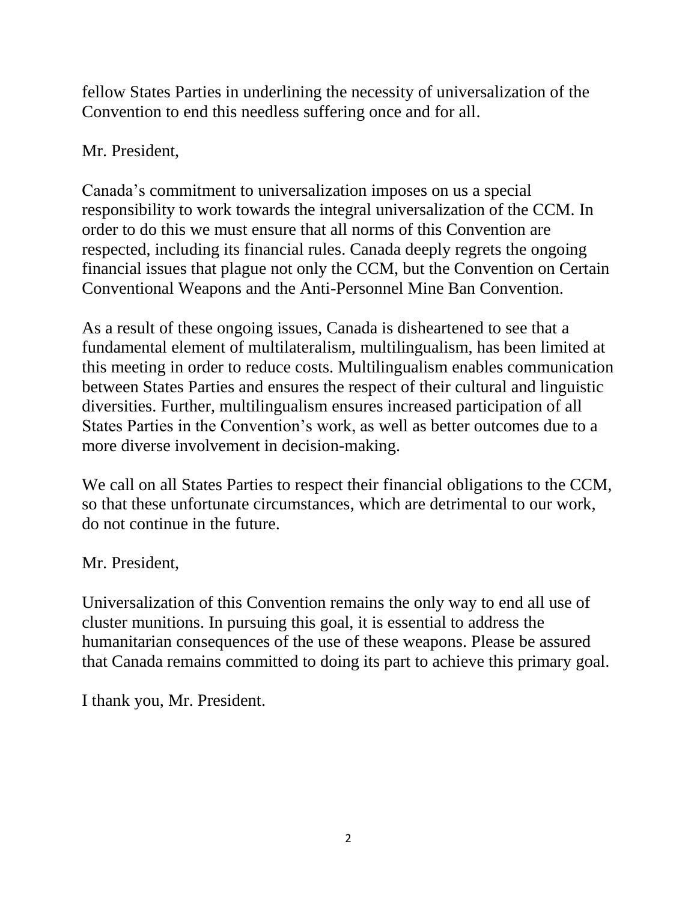fellow States Parties in underlining the necessity of universalization of the Convention to end this needless suffering once and for all.

Mr. President,

Canada's commitment to universalization imposes on us a special responsibility to work towards the integral universalization of the CCM. In order to do this we must ensure that all norms of this Convention are respected, including its financial rules. Canada deeply regrets the ongoing financial issues that plague not only the CCM, but the Convention on Certain Conventional Weapons and the Anti-Personnel Mine Ban Convention.

As a result of these ongoing issues, Canada is disheartened to see that a fundamental element of multilateralism, multilingualism, has been limited at this meeting in order to reduce costs. Multilingualism enables communication between States Parties and ensures the respect of their cultural and linguistic diversities. Further, multilingualism ensures increased participation of all States Parties in the Convention's work, as well as better outcomes due to a more diverse involvement in decision-making.

We call on all States Parties to respect their financial obligations to the CCM, so that these unfortunate circumstances, which are detrimental to our work, do not continue in the future.

Mr. President,

Universalization of this Convention remains the only way to end all use of cluster munitions. In pursuing this goal, it is essential to address the humanitarian consequences of the use of these weapons. Please be assured that Canada remains committed to doing its part to achieve this primary goal.

I thank you, Mr. President.